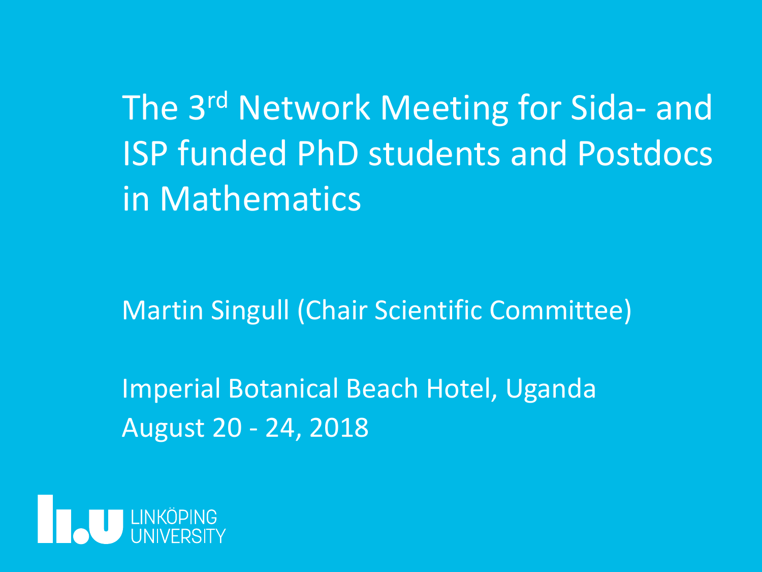# The 3rd Network Meeting for Sida- and ISP funded PhD students and Postdocs in Mathematics

Martin Singull (Chair Scientific Committee)

Imperial Botanical Beach Hotel, Uganda
August 20 - 24, 2018

LINKÖPING UNIVERSITY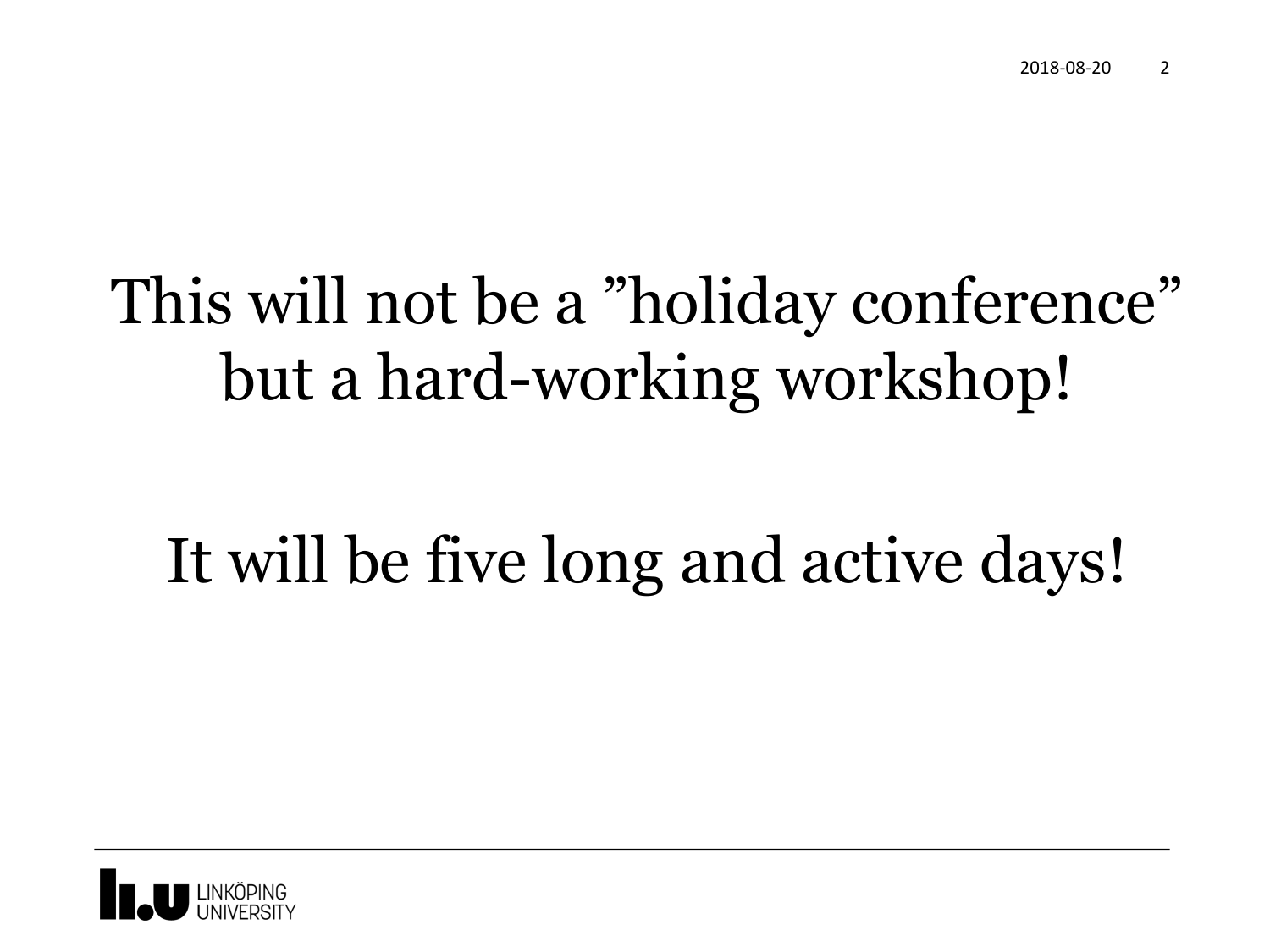This will not be a ”holiday conference” but a hard-working workshop!

It will be five long and active days!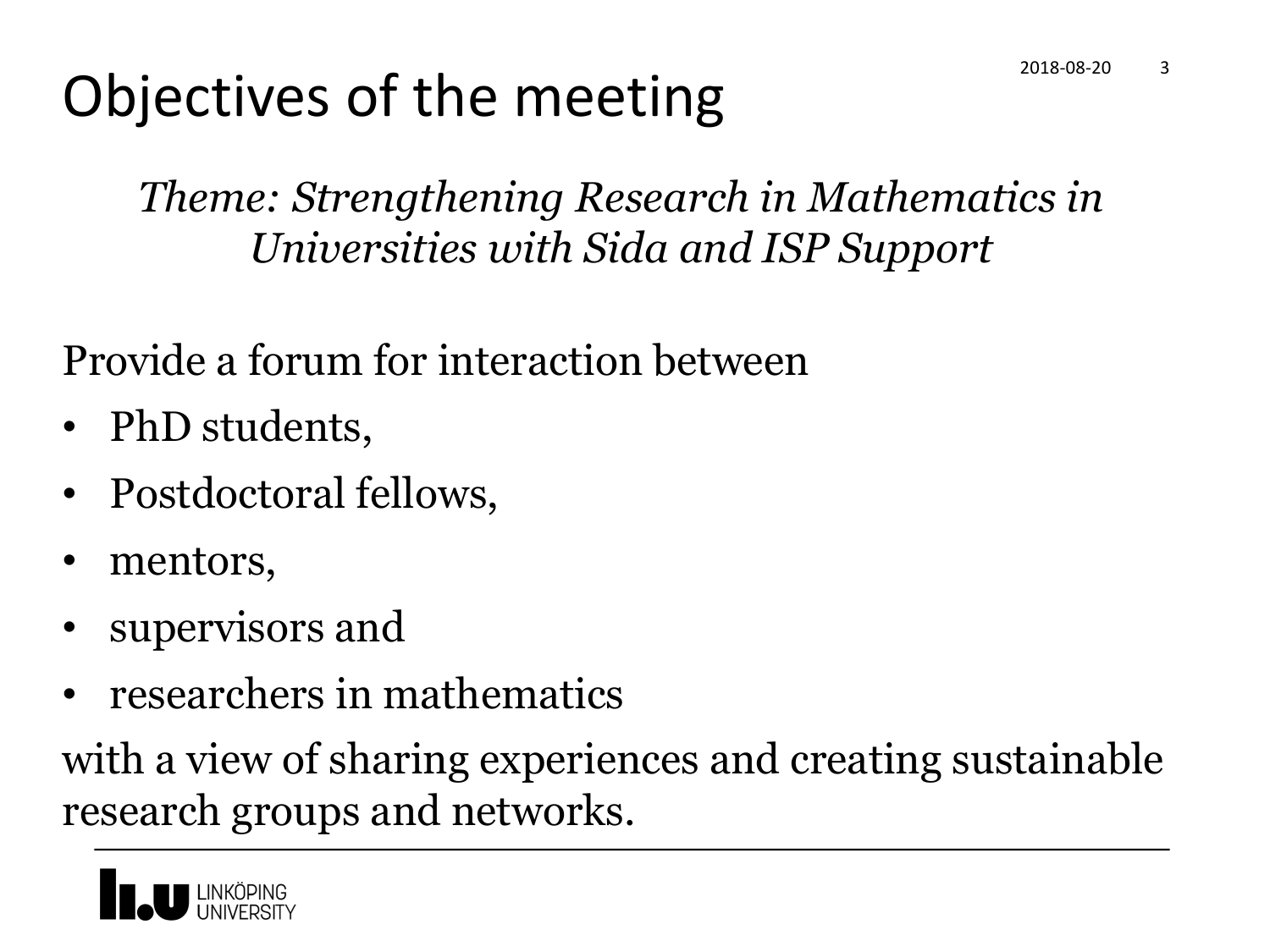# Objectives of the meeting

*Theme: Strengthening Research in Mathematics in Universities with Sida and ISP Support*

Provide a forum for interaction between

- PhD students,
- Postdoctoral fellows,
- mentors,
- supervisors and
- researchers in mathematics

with a view of sharing experiences and creating sustainable research groups and networks.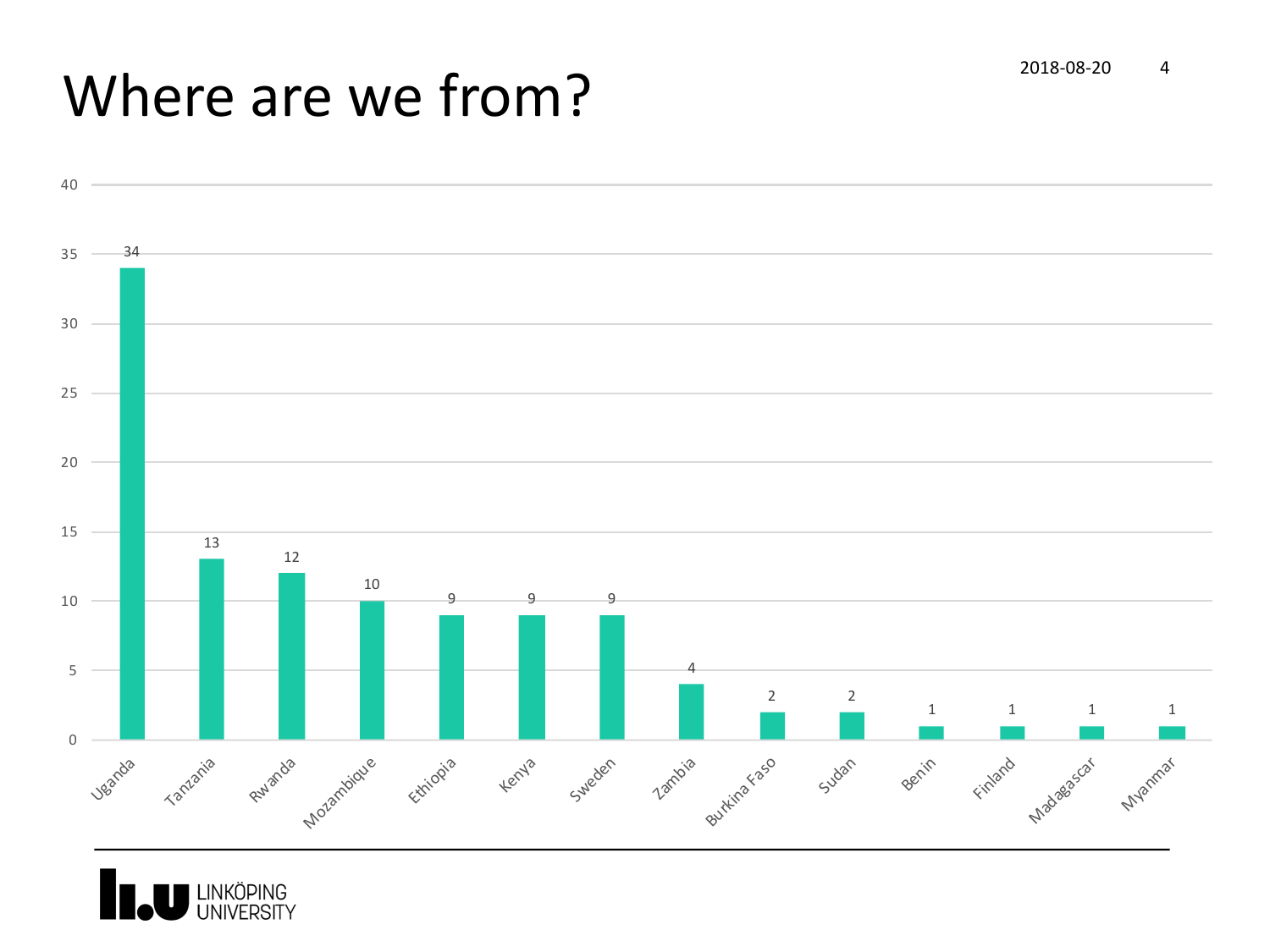# Where are we from?

| Country | Count |
| --- | --- |
| Uganda | 34 |
| Tanzania | 13 |
| Rwanda | 12 |
| Mozambique | 10 |
| Ethiopia | 9 |
| Kenya | 9 |
| Sweden | 9 |
| Zambia | 4 |
| Burkina Faso | 2 |
| Sudan | 2 |
| Benin | 1 |
| Finland | 1 |
| Madagascar | 1 |
| Myanmar | 1 |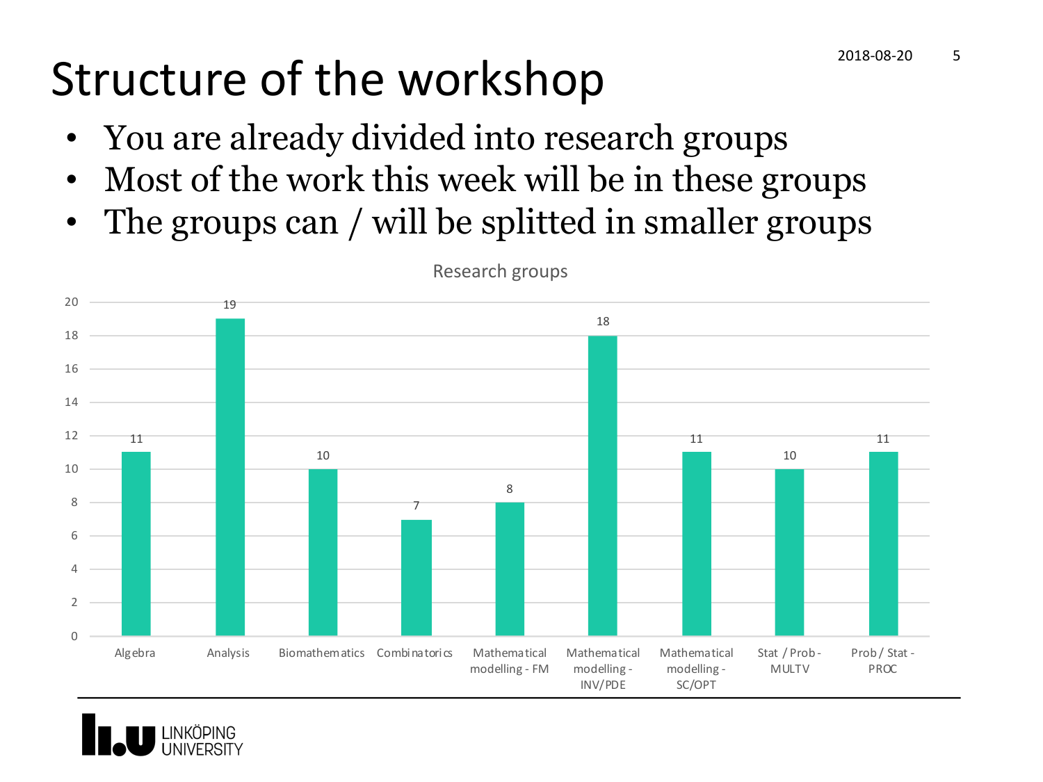# Structure of the workshop

- You are already divided into research groups
- Most of the work this week will be in these groups
- The groups can / will be splitted in smaller groups

Research groups

| Research group | Count |
| --- | --- |
| Algebra | 11 |
| Analysis | 19 |
| Biomathematics | 10 |
| Combinatorics | 7 |
| Mathematical modelling - FM | 8 |
| Mathematical modelling - INV/PDE | 18 |
| Mathematical modelling - SC/OPT | 11 |
| Stat / Prob - MULTV | 10 |
| Prob / Stat - PROC | 11 |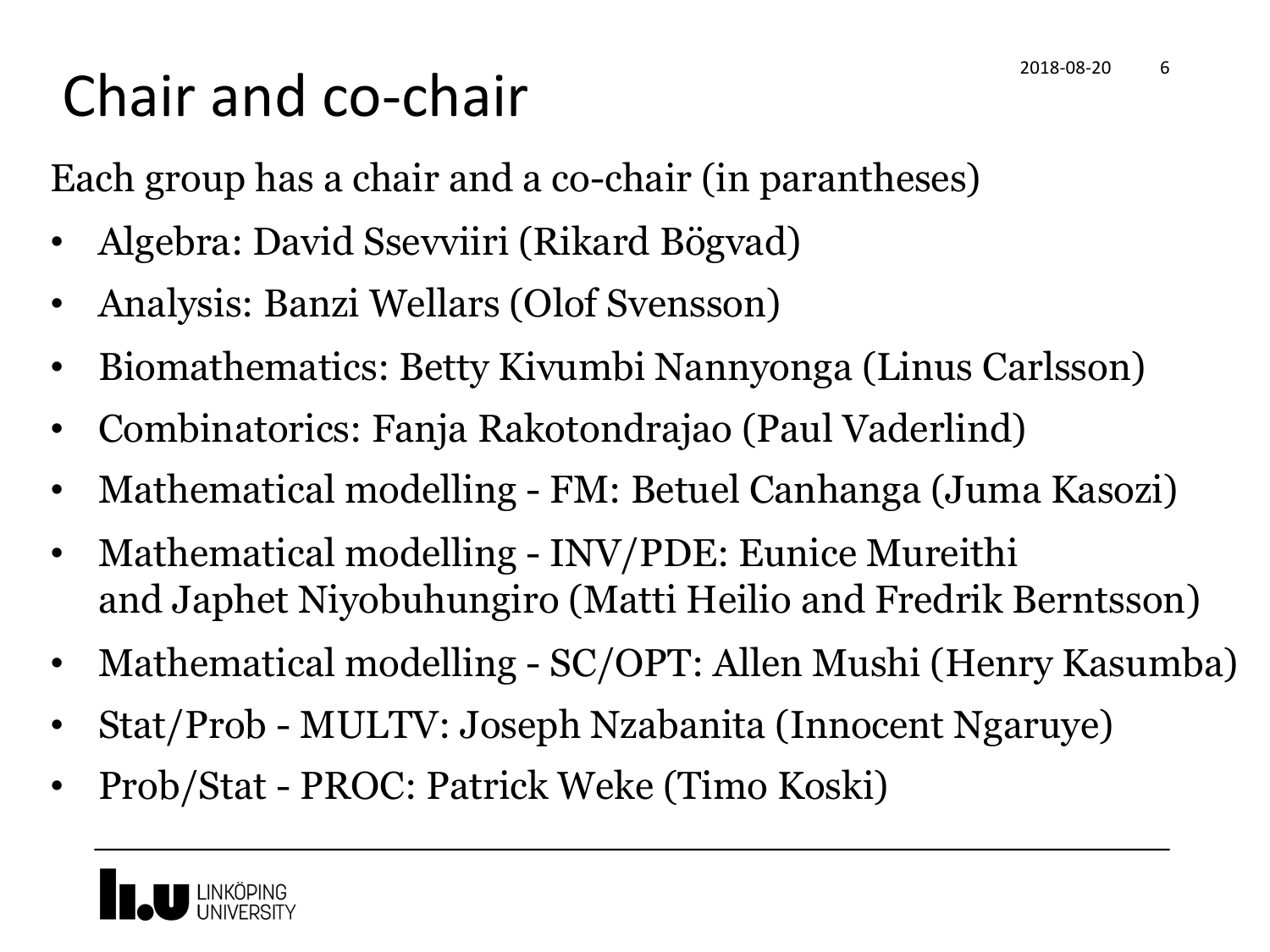# Chair and co-chair

Each group has a chair and a co-chair (in parantheses)

- Algebra: David Ssevviiri (Rikard Bögvad)
- Analysis: Banzi Wellars (Olof Svensson)
- Biomathematics: Betty Kivumbi Nannyonga (Linus Carlsson)
- Combinatorics: Fanja Rakotondrajao (Paul Vaderlind)
- Mathematical modelling - FM: Betuel Canhanga (Juma Kasozi)
- Mathematical modelling - INV/PDE: Eunice Mureithi and Japhet Niyobuhungiro (Matti Heilio and Fredrik Berntsson)
- Mathematical modelling - SC/OPT: Allen Mushi (Henry Kasumba)
- Stat/Prob - MULTV: Joseph Nzabanita (Innocent Ngaruye)
- Prob/Stat - PROC: Patrick Weke (Timo Koski)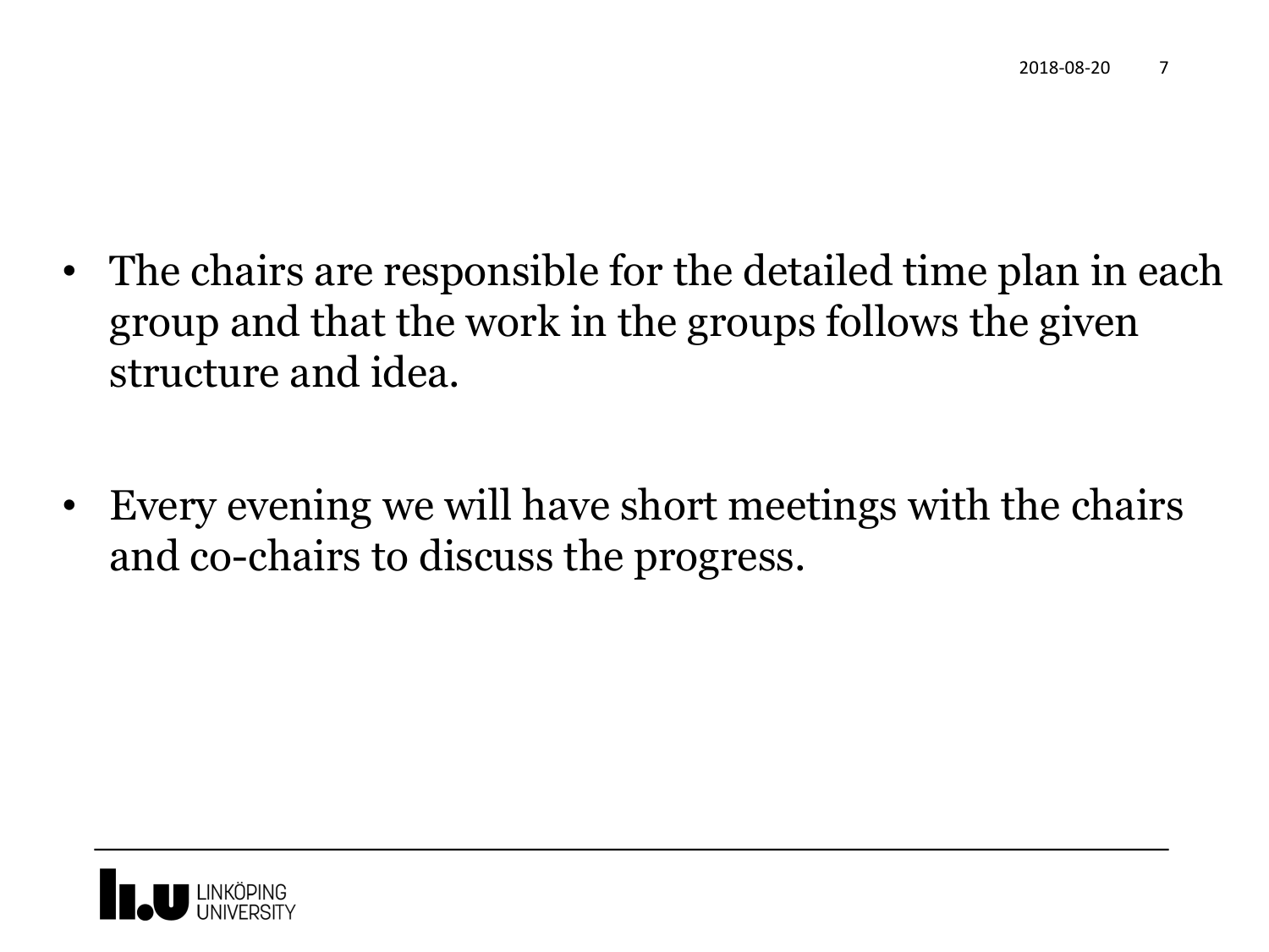- The chairs are responsible for the detailed time plan in each group and that the work in the groups follows the given structure and idea.

- Every evening we will have short meetings with the chairs and co-chairs to discuss the progress.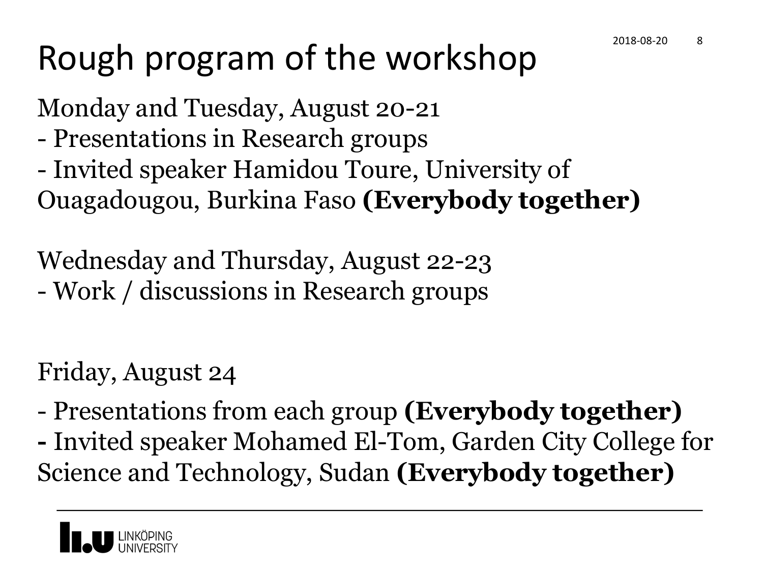# Rough program of the workshop

Monday and Tuesday, August 20-21

- Presentations in Research groups
- Invited speaker Hamidou Toure, University of Ouagadougou, Burkina Faso **(Everybody together)**

Wednesday and Thursday, August 22-23

- Work / discussions in Research groups

Friday, August 24

- Presentations from each group **(Everybody together)**
- Invited speaker Mohamed El-Tom, Garden City College for Science and Technology, Sudan **(Everybody together)**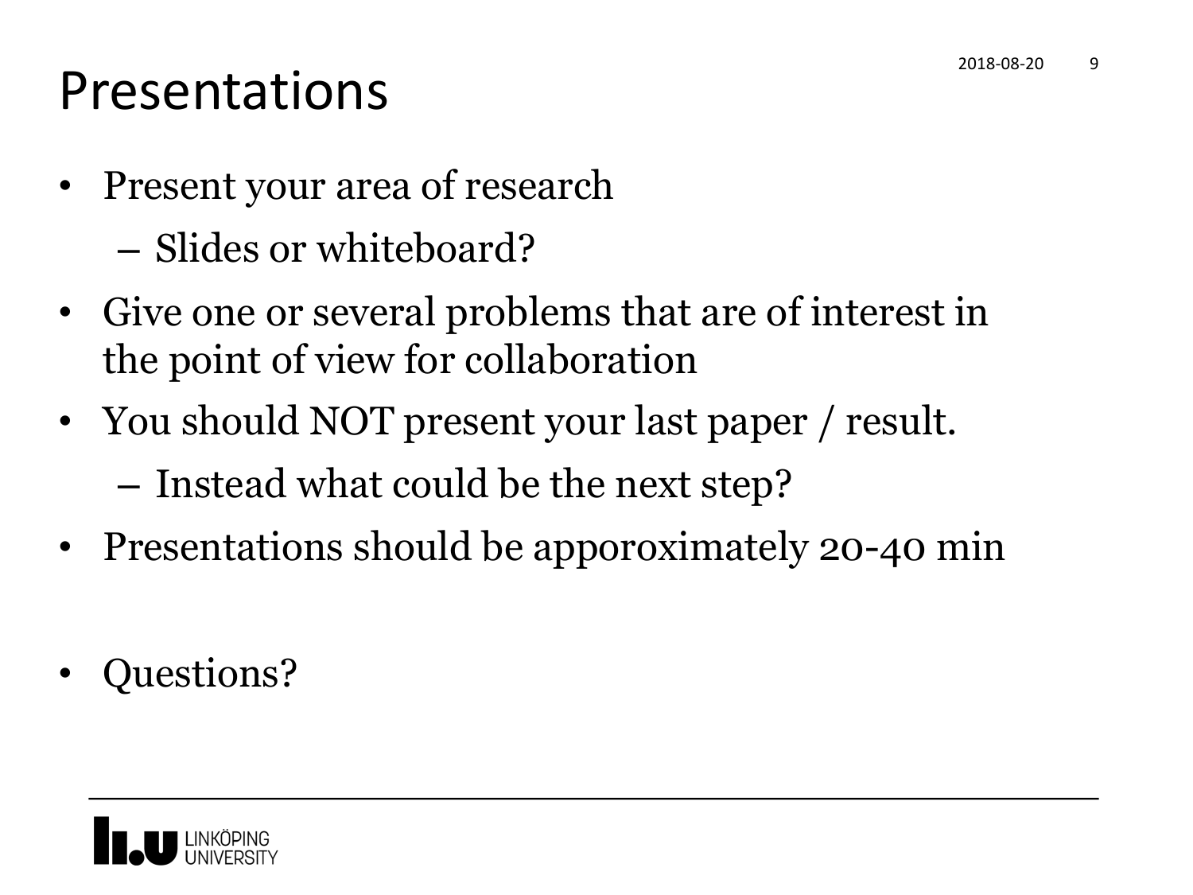# Presentations

- Present your area of research
  - Slides or whiteboard?
- Give one or several problems that are of interest in the point of view for collaboration
- You should NOT present your last paper / result.
  - Instead what could be the next step?
- Presentations should be apporoximately 20-40 min

- Questions?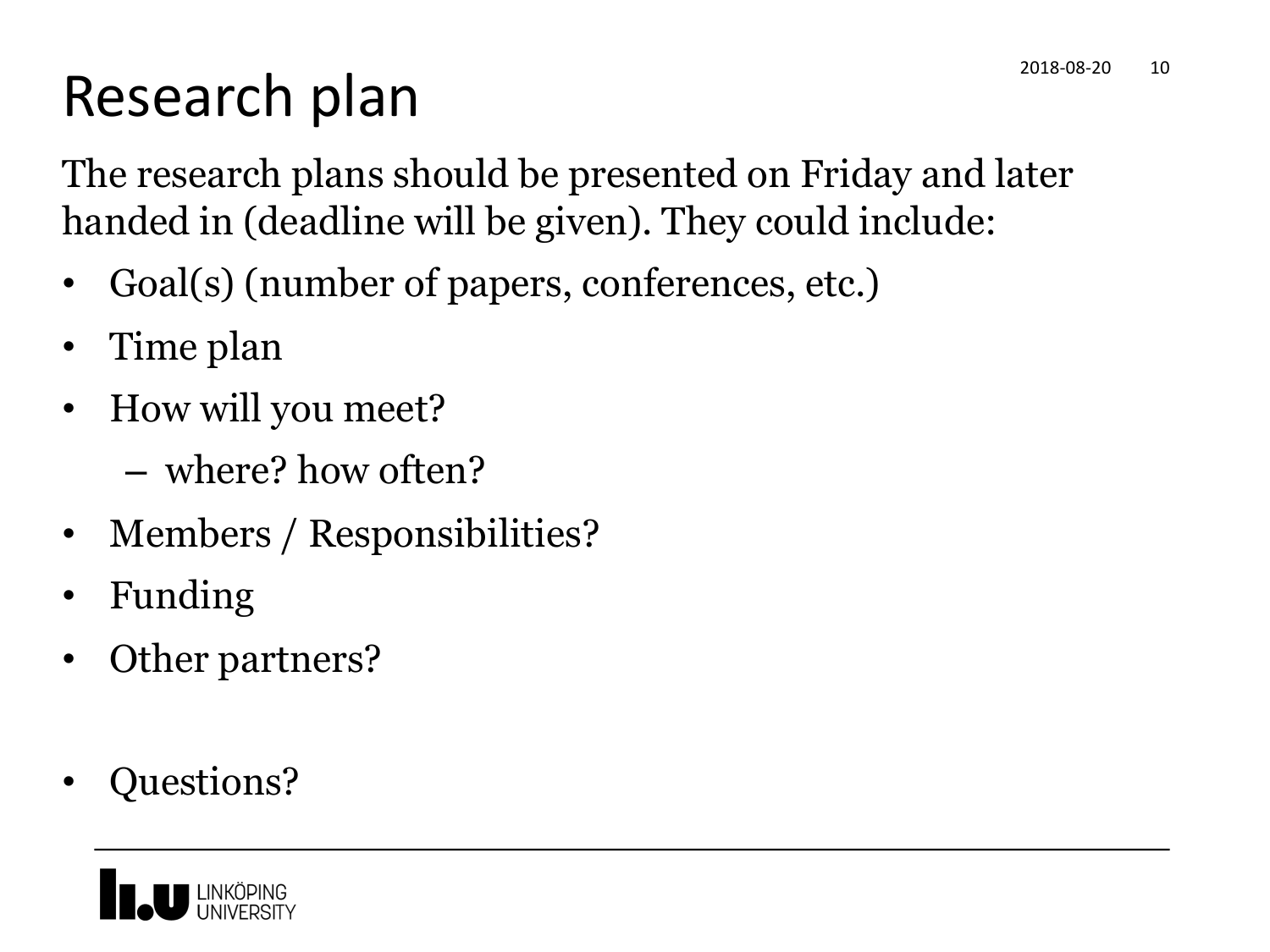# Research plan

The research plans should be presented on Friday and later handed in (deadline will be given). They could include:

- Goal(s) (number of papers, conferences, etc.)
- Time plan
- How will you meet?
  - where? how often?
- Members / Responsibilities?
- Funding
- Other partners?

- Questions?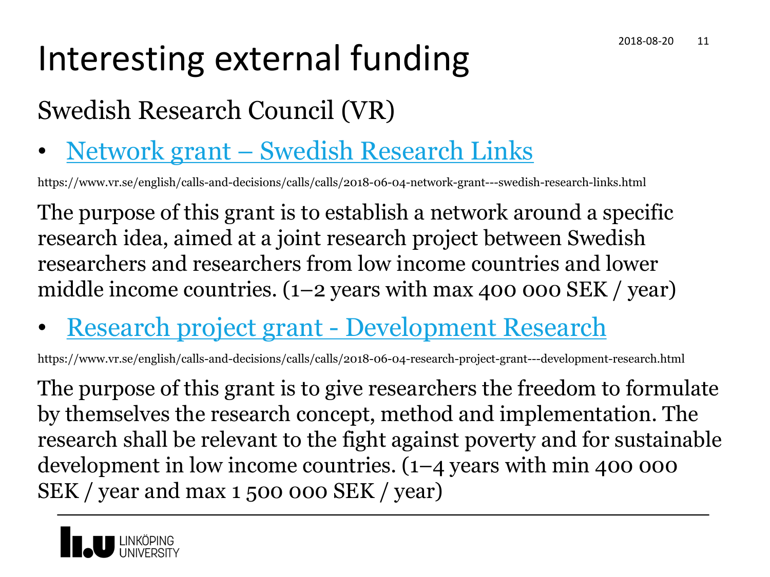# Interesting external funding

## Swedish Research Council (VR)

- [Network grant – Swedish Research Links](https://www.vr.se/english/calls-and-decisions/calls/calls/2018-06-04-network-grant---swedish-research-links.html)

https://www.vr.se/english/calls-and-decisions/calls/calls/2018-06-04-network-grant---swedish-research-links.html

The purpose of this grant is to establish a network around a specific research idea, aimed at a joint research project between Swedish researchers and researchers from low income countries and lower middle income countries. (1–2 years with max 400 000 SEK / year)

- [Research project grant - Development Research](https://www.vr.se/english/calls-and-decisions/calls/calls/2018-06-04-research-project-grant---development-research.html)

https://www.vr.se/english/calls-and-decisions/calls/calls/2018-06-04-research-project-grant---development-research.html

The purpose of this grant is to give researchers the freedom to formulate by themselves the research concept, method and implementation. The research shall be relevant to the fight against poverty and for sustainable development in low income countries. (1–4 years with min 400 000 SEK / year and max 1 500 000 SEK / year)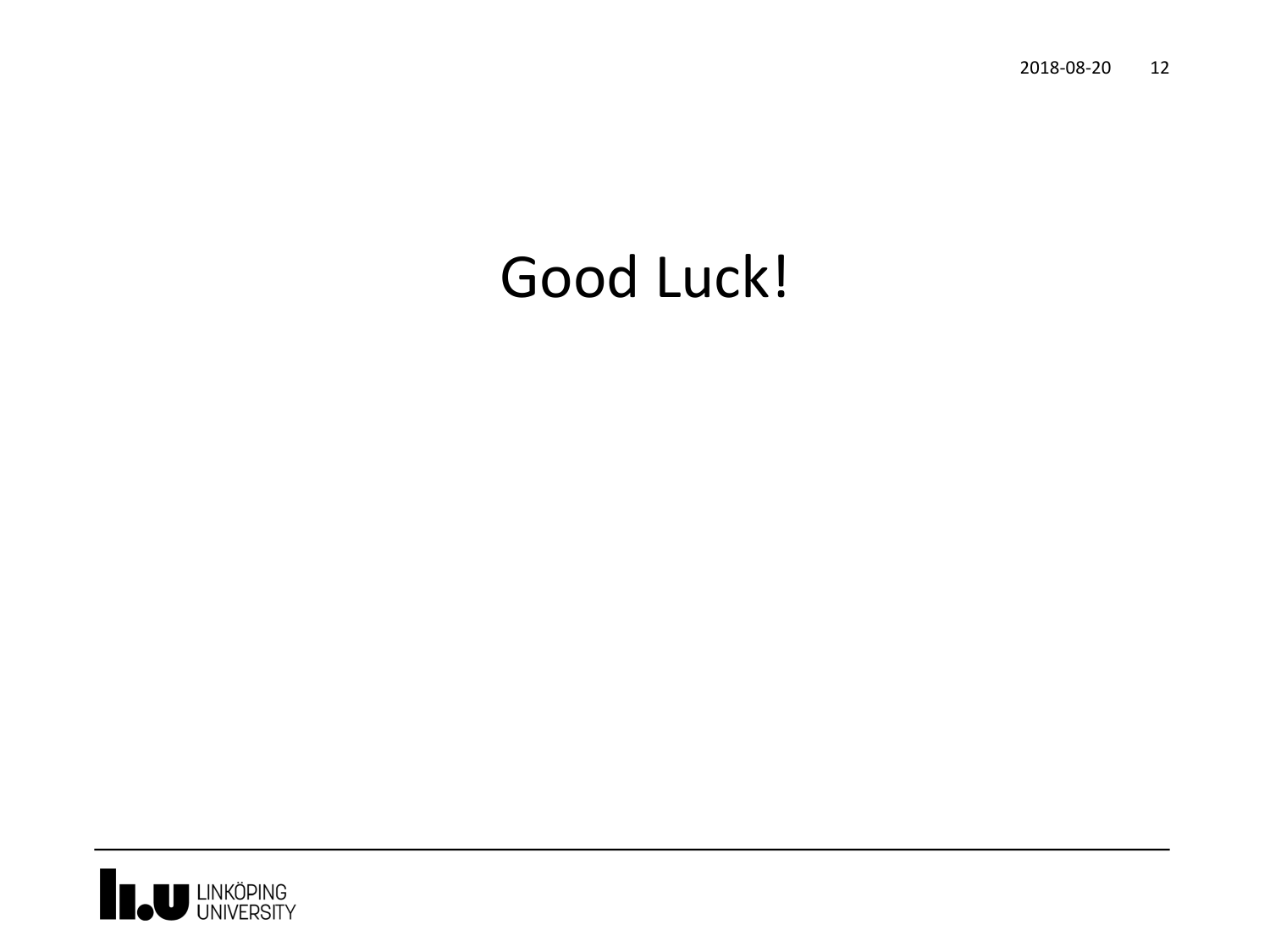# Good Luck!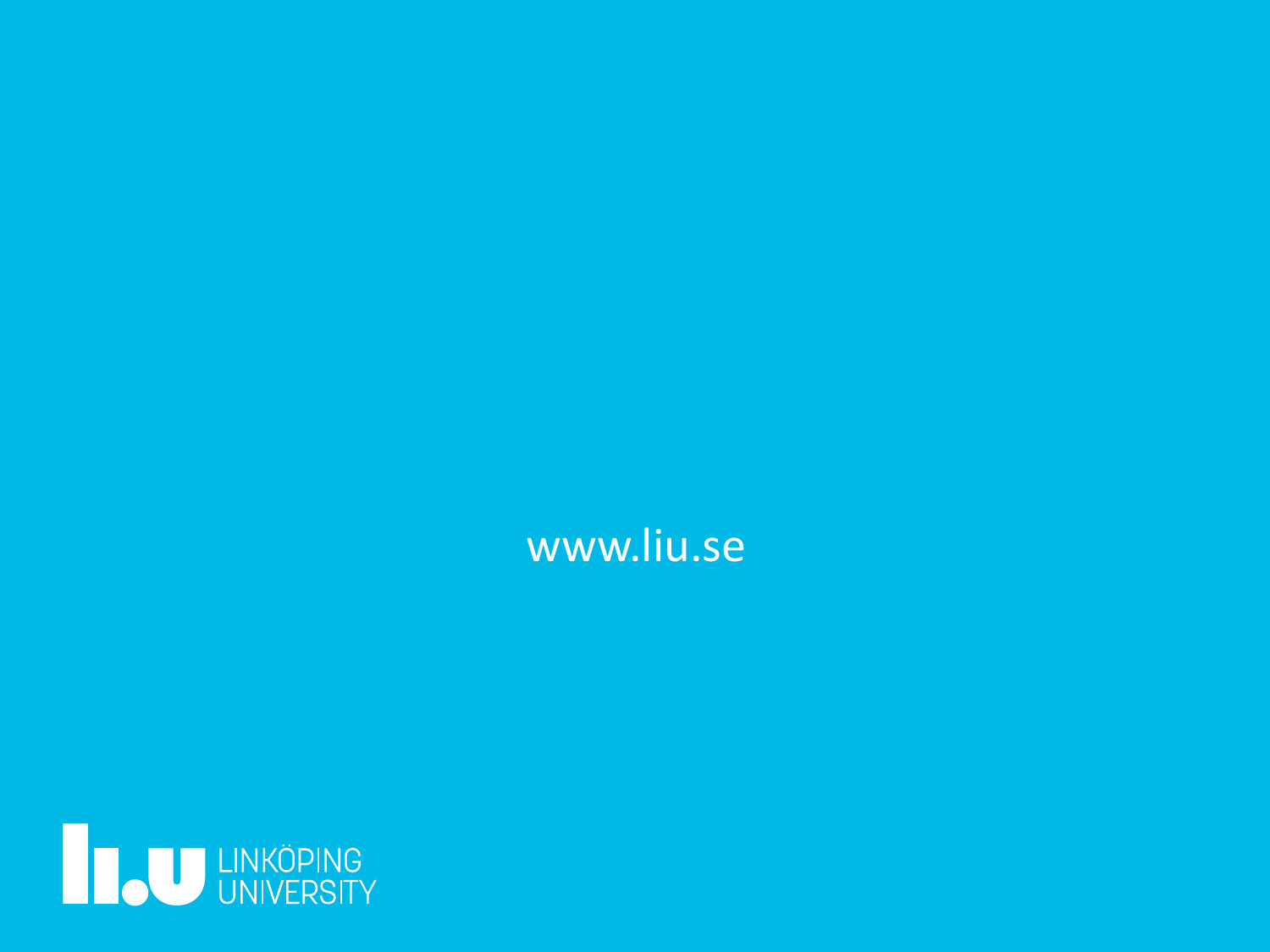www.liu.se

LINKÖPING UNIVERSITY